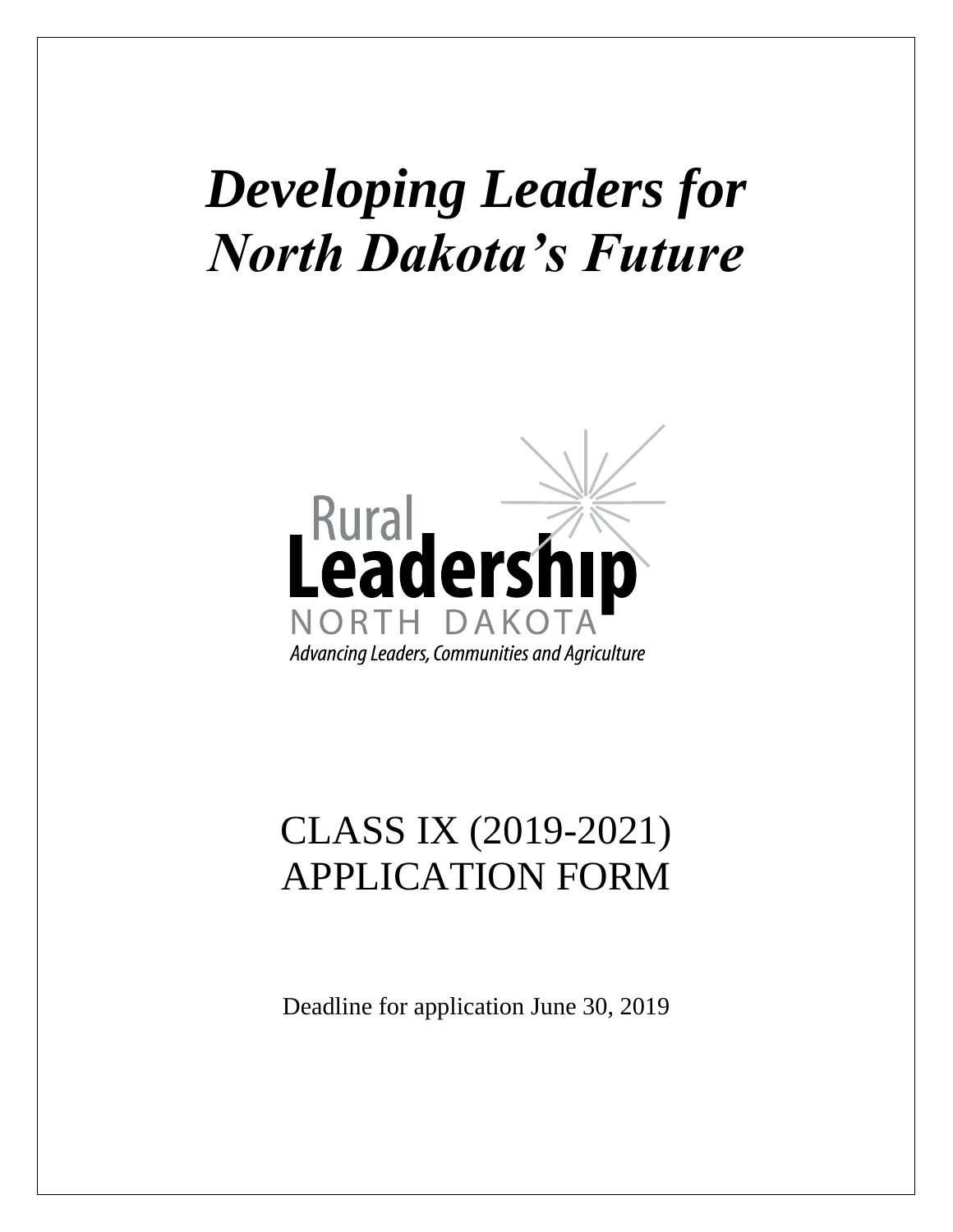# *Developing Leaders for North Dakota's Future*

Rural Leadership NORTH DAKOTA

*Advancing Leaders, Communities and Agriculture*

CLASS IX (2019-2021)
APPLICATION FORM

Deadline for application June 30, 2019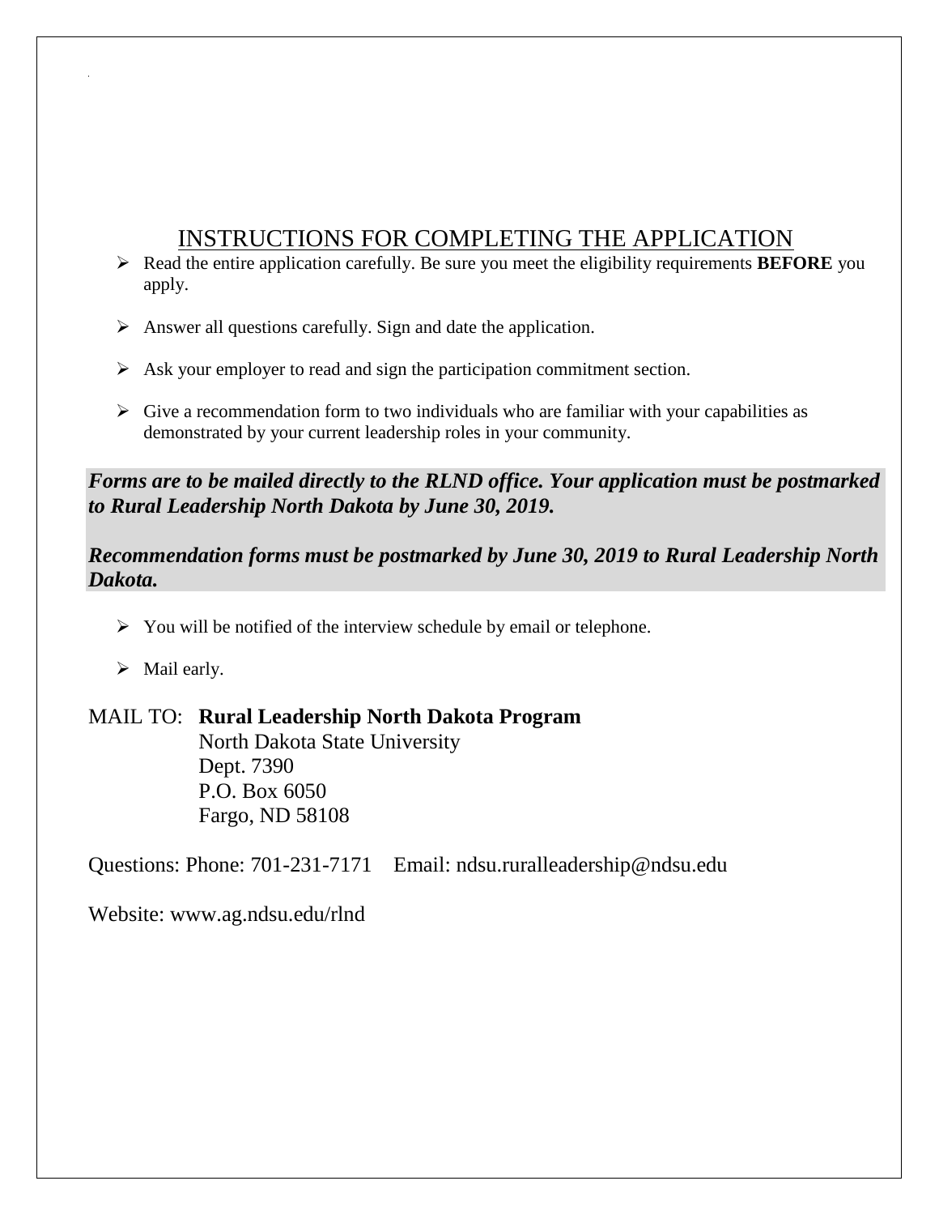# INSTRUCTIONS FOR COMPLETING THE APPLICATION

- Read the entire application carefully. Be sure you meet the eligibility requirements **BEFORE** you apply.
- Answer all questions carefully. Sign and date the application.
- Ask your employer to read and sign the participation commitment section.
- Give a recommendation form to two individuals who are familiar with your capabilities as demonstrated by your current leadership roles in your community.

***Forms are to be mailed directly to the RLND office. Your application must be postmarked to Rural Leadership North Dakota by June 30, 2019.***

***Recommendation forms must be postmarked by June 30, 2019 to Rural Leadership North Dakota.***

- You will be notified of the interview schedule by email or telephone.
- Mail early.

MAIL TO: **Rural Leadership North Dakota Program**
North Dakota State University
Dept. 7390
P.O. Box 6050
Fargo, ND 58108

Questions: Phone: 701-231-7171 Email: ndsu.ruralleadership@ndsu.edu

Website: www.ag.ndsu.edu/rlnd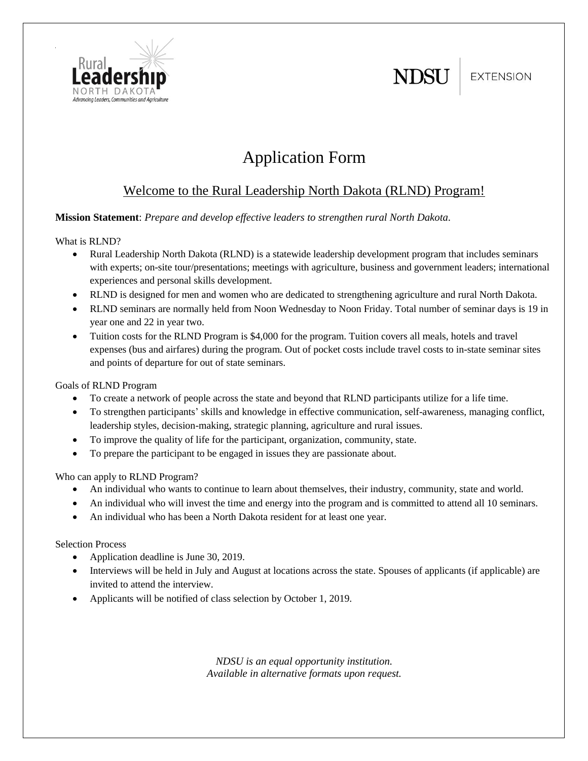Rural Leadership NORTH DAKOTA
Advancing Leaders, Communities and Agriculture

NDSU | EXTENSION

# Application Form

## Welcome to the Rural Leadership North Dakota (RLND) Program!

**Mission Statement**: *Prepare and develop effective leaders to strengthen rural North Dakota.*

What is RLND?

- Rural Leadership North Dakota (RLND) is a statewide leadership development program that includes seminars with experts; on-site tour/presentations; meetings with agriculture, business and government leaders; international experiences and personal skills development.
- RLND is designed for men and women who are dedicated to strengthening agriculture and rural North Dakota.
- RLND seminars are normally held from Noon Wednesday to Noon Friday. Total number of seminar days is 19 in year one and 22 in year two.
- Tuition costs for the RLND Program is $4,000 for the program. Tuition covers all meals, hotels and travel expenses (bus and airfares) during the program. Out of pocket costs include travel costs to in-state seminar sites and points of departure for out of state seminars.

Goals of RLND Program

- To create a network of people across the state and beyond that RLND participants utilize for a life time.
- To strengthen participants' skills and knowledge in effective communication, self-awareness, managing conflict, leadership styles, decision-making, strategic planning, agriculture and rural issues.
- To improve the quality of life for the participant, organization, community, state.
- To prepare the participant to be engaged in issues they are passionate about.

Who can apply to RLND Program?

- An individual who wants to continue to learn about themselves, their industry, community, state and world.
- An individual who will invest the time and energy into the program and is committed to attend all 10 seminars.
- An individual who has been a North Dakota resident for at least one year.

Selection Process

- Application deadline is June 30, 2019.
- Interviews will be held in July and August at locations across the state. Spouses of applicants (if applicable) are invited to attend the interview.
- Applicants will be notified of class selection by October 1, 2019.

*NDSU is an equal opportunity institution.*
*Available in alternative formats upon request.*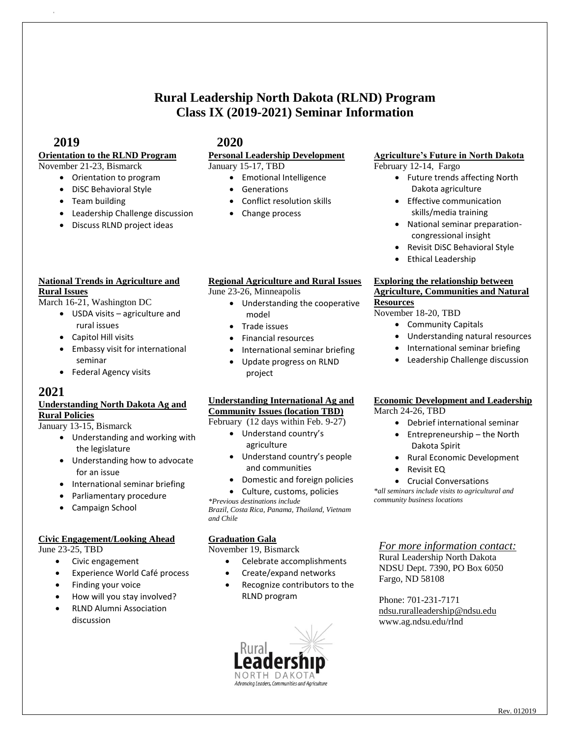# Rural Leadership North Dakota (RLND) Program
# Class IX (2019-2021) Seminar Information

## 2019

### Orientation to the RLND Program
November 21-23, Bismarck

- Orientation to program
- DiSC Behavioral Style
- Team building
- Leadership Challenge discussion
- Discuss RLND project ideas

## 2020

### Personal Leadership Development
January 15-17, TBD

- Emotional Intelligence
- Generations
- Conflict resolution skills
- Change process

### Agriculture's Future in North Dakota
February 12-14, Fargo

- Future trends affecting North Dakota agriculture
- Effective communication skills/media training
- National seminar preparation-congressional insight
- Revisit DiSC Behavioral Style
- Ethical Leadership

### National Trends in Agriculture and Rural Issues
March 16-21, Washington DC

- USDA visits – agriculture and rural issues
- Capitol Hill visits
- Embassy visit for international seminar
- Federal Agency visits

### Regional Agriculture and Rural Issues
June 23-26, Minneapolis

- Understanding the cooperative model
- Trade issues
- Financial resources
- International seminar briefing
- Update progress on RLND project

### Exploring the relationship between Agriculture, Communities and Natural Resources
November 18-20, TBD

- Community Capitals
- Understanding natural resources
- International seminar briefing
- Leadership Challenge discussion

## 2021

### Understanding North Dakota Ag and Rural Policies
January 13-15, Bismarck

- Understanding and working with the legislature
- Understanding how to advocate for an issue
- International seminar briefing
- Parliamentary procedure
- Campaign School

### Understanding International Ag and Community Issues (location TBD)
February (12 days within Feb. 9-27)

- Understand country's agriculture
- Understand country's people and communities
- Domestic and foreign policies
- Culture, customs, policies

*\*Previous destinations include Brazil, Costa Rica, Panama, Thailand, Vietnam and Chile*

### Economic Development and Leadership
March 24-26, TBD

- Debrief international seminar
- Entrepreneurship – the North Dakota Spirit
- Rural Economic Development
- Revisit EQ
- Crucial Conversations

*\*all seminars include visits to agricultural and community business locations*

### Civic Engagement/Looking Ahead
June 23-25, TBD

- Civic engagement
- Experience World Café process
- Finding your voice
- How will you stay involved?
- RLND Alumni Association discussion

### Graduation Gala
November 19, Bismarck

- Celebrate accomplishments
- Create/expand networks
- Recognize contributors to the RLND program

*For more information contact:*

Rural Leadership North Dakota
NDSU Dept. 7390, PO Box 6050
Fargo, ND 58108

Phone: 701-231-7171
ndsu.ruralleadership@ndsu.edu
www.ag.ndsu.edu/rlnd

Rural Leadership NORTH DAKOTA
Advancing Leaders, Communities and Agriculture

Rev. 012019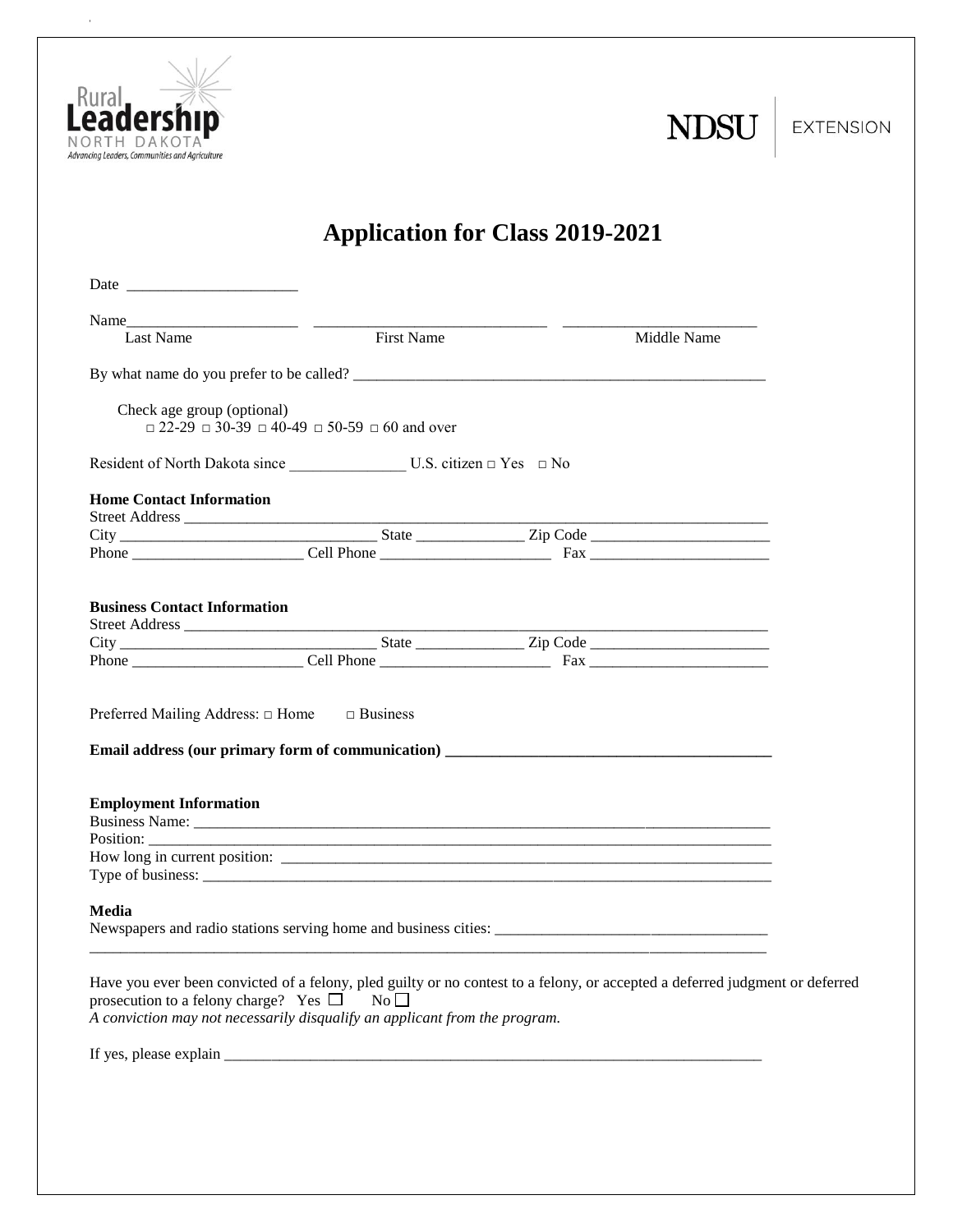Rural Leadership NORTH DAKOTA Advancing Leaders, Communities and Agriculture

NDSU | EXTENSION

# Application for Class 2019-2021

Date ______________________

Name______________________ ____________________________ _______________________

Last Name First Name Middle Name

By what name do you prefer to be called? _______________________________________________________

Check age group (optional)

□ 22-29 □ 30-39 □ 40-49 □ 50-59 □ 60 and over

Resident of North Dakota since _______________ U.S. citizen □ Yes □ No

**Home Contact Information**

Street Address ___________________________________________________________________________

City _________________________________ State ______________ Zip Code _______________________

Phone ______________________ Cell Phone ______________________ Fax _______________________

**Business Contact Information**

Street Address ___________________________________________________________________________

City _________________________________ State ______________ Zip Code _______________________

Phone ______________________ Cell Phone ______________________ Fax _______________________

Preferred Mailing Address: □ Home □ Business

**Email address (our primary form of communication) _________________________________________**

**Employment Information**

Business Name: __________________________________________________________________________

Position: _______________________________________________________________________________

How long in current position: _____________________________________________________________

Type of business: _______________________________________________________________________

**Media**

Newspapers and radio stations serving home and business cities: ___________________________________

_________________________________________________________________________________________

Have you ever been convicted of a felony, pled guilty or no contest to a felony, or accepted a deferred judgment or deferred prosecution to a felony charge? Yes ☐ No ☐

*A conviction may not necessarily disqualify an applicant from the program.*

If yes, please explain _______________________________________________________________________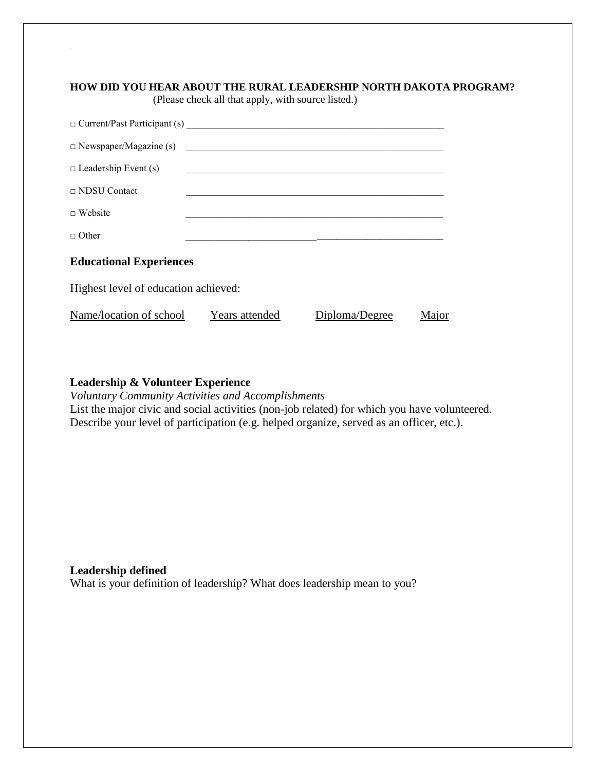**HOW DID YOU HEAR ABOUT THE RURAL LEADERSHIP NORTH DAKOTA PROGRAM?**
(Please check all that apply, with source listed.)

□ Current/Past Participant (s) ______________________________________________________

□ Newspaper/Magazine (s) ______________________________________________________

□ Leadership Event (s) ______________________________________________________

□ NDSU Contact ______________________________________________________

□ Website ______________________________________________________

□ Other ______________________________________________________

**Educational Experiences**

Highest level of education achieved:

| Name/location of school | Years attended | Diploma/Degree | Major |
|---|---|---|---|

**Leadership & Volunteer Experience**
*Voluntary Community Activities and Accomplishments*
List the major civic and social activities (non-job related) for which you have volunteered. Describe your level of participation (e.g. helped organize, served as an officer, etc.).

**Leadership defined**
What is your definition of leadership? What does leadership mean to you?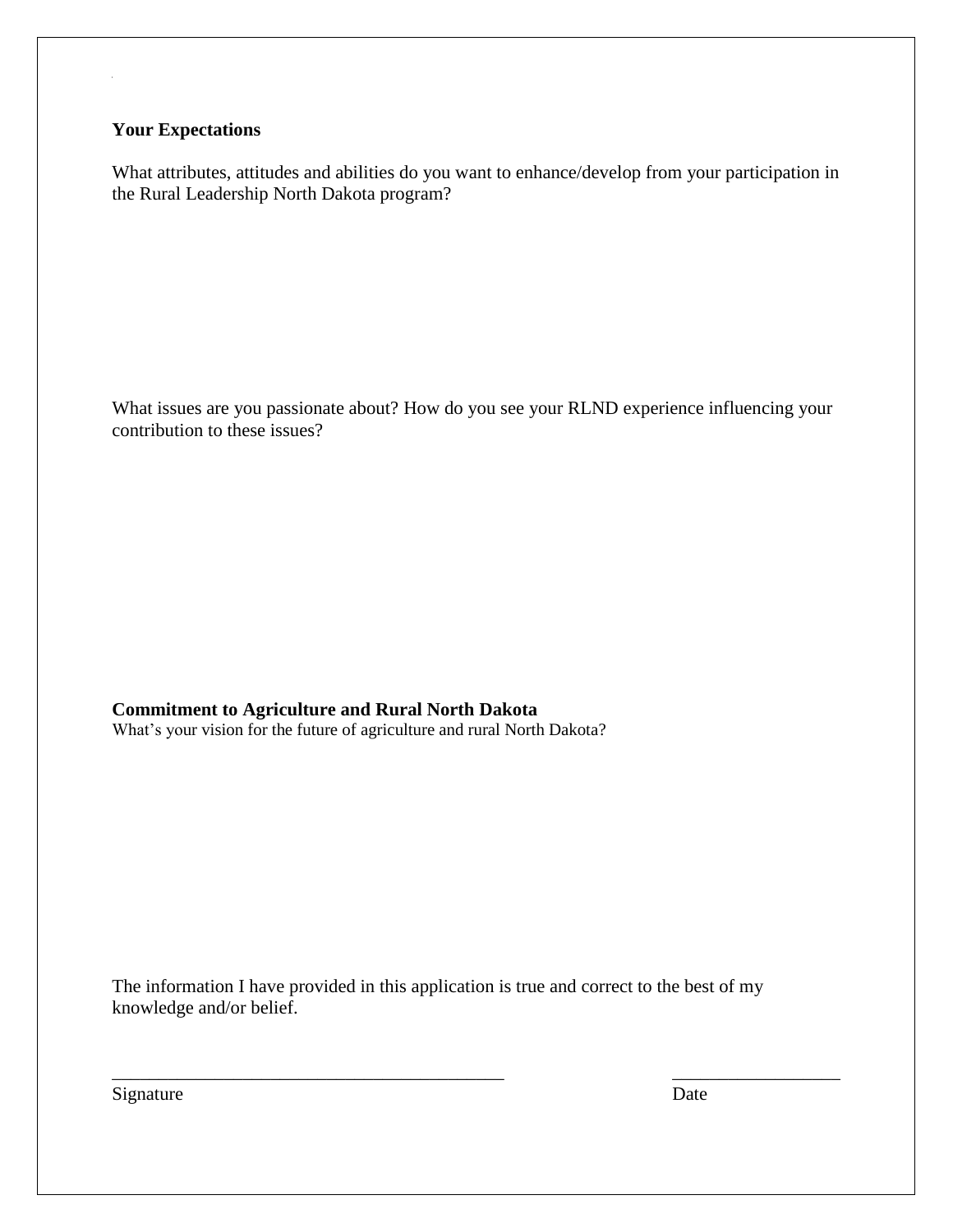**Your Expectations**

What attributes, attitudes and abilities do you want to enhance/develop from your participation in the Rural Leadership North Dakota program?

What issues are you passionate about? How do you see your RLND experience influencing your contribution to these issues?

**Commitment to Agriculture and Rural North Dakota**

What's your vision for the future of agriculture and rural North Dakota?

The information I have provided in this application is true and correct to the best of my knowledge and/or belief.

\_\_\_\_\_\_\_\_\_\_\_\_\_\_\_\_\_\_\_\_\_\_\_\_\_\_\_\_\_\_\_\_\_\_\_\_\_\_\_\_\_\_ \_\_\_\_\_\_\_\_\_\_\_\_\_\_\_\_\_\_

Signature Date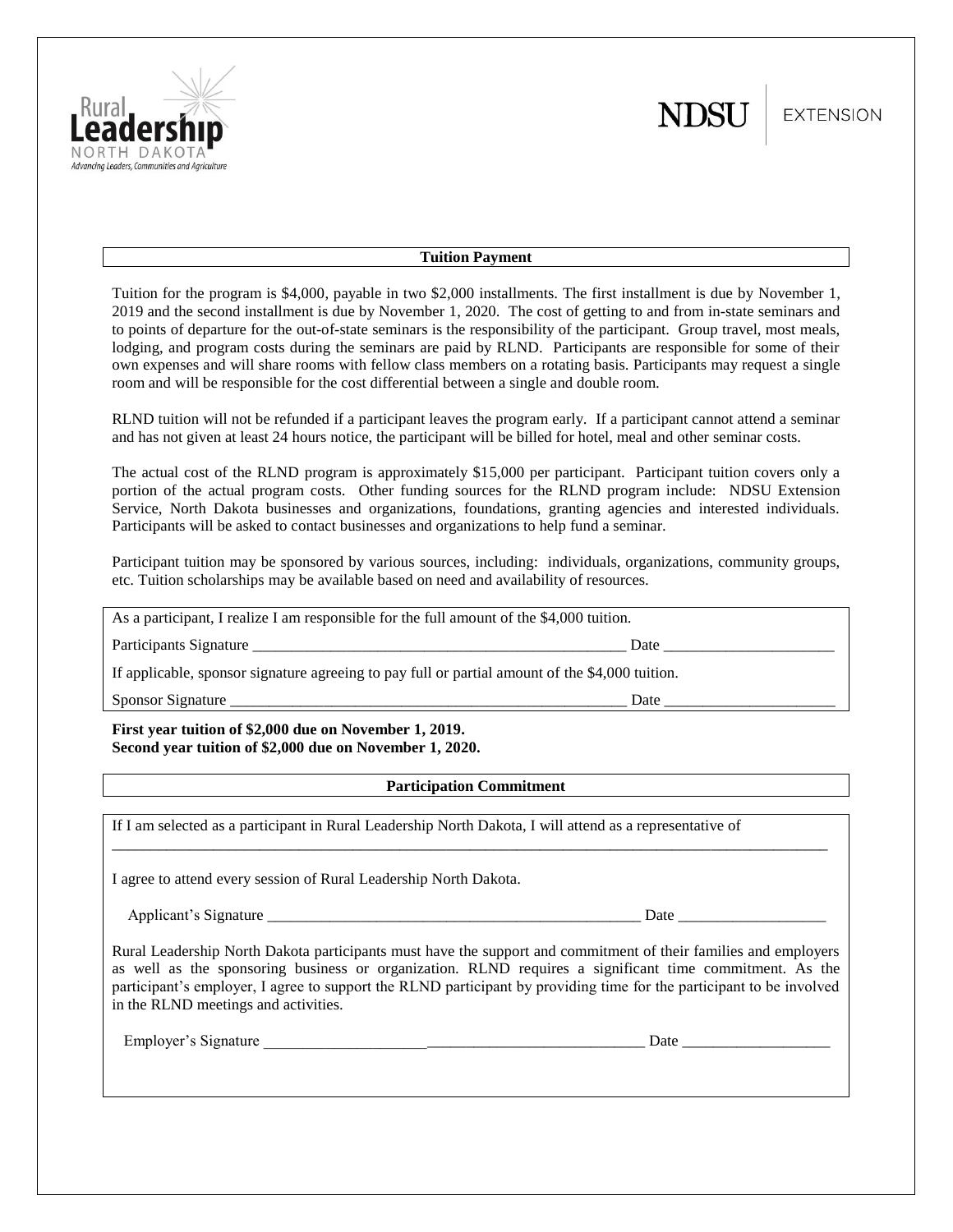## Tuition Payment

Tuition for the program is $4,000, payable in two $2,000 installments. The first installment is due by November 1, 2019 and the second installment is due by November 1, 2020. The cost of getting to and from in-state seminars and to points of departure for the out-of-state seminars is the responsibility of the participant. Group travel, most meals, lodging, and program costs during the seminars are paid by RLND. Participants are responsible for some of their own expenses and will share rooms with fellow class members on a rotating basis. Participants may request a single room and will be responsible for the cost differential between a single and double room.

RLND tuition will not be refunded if a participant leaves the program early. If a participant cannot attend a seminar and has not given at least 24 hours notice, the participant will be billed for hotel, meal and other seminar costs.

The actual cost of the RLND program is approximately $15,000 per participant. Participant tuition covers only a portion of the actual program costs. Other funding sources for the RLND program include: NDSU Extension Service, North Dakota businesses and organizations, foundations, granting agencies and interested individuals. Participants will be asked to contact businesses and organizations to help fund a seminar.

Participant tuition may be sponsored by various sources, including: individuals, organizations, community groups, etc. Tuition scholarships may be available based on need and availability of resources.

As a participant, I realize I am responsible for the full amount of the $4,000 tuition.

Participants Signature ________________________________________________ Date ____________________

If applicable, sponsor signature agreeing to pay full or partial amount of the $4,000 tuition.

Sponsor Signature ____________________________________________________ Date ____________________

**First year tuition of $2,000 due on November 1, 2019.**
**Second year tuition of $2,000 due on November 1, 2020.**

## Participation Commitment

If I am selected as a participant in Rural Leadership North Dakota, I will attend as a representative of

______________________________________________________________________________________

I agree to attend every session of Rural Leadership North Dakota.

Applicant's Signature ________________________________________________ Date __________________

Rural Leadership North Dakota participants must have the support and commitment of their families and employers as well as the sponsoring business or organization. RLND requires a significant time commitment. As the participant's employer, I agree to support the RLND participant by providing time for the participant to be involved in the RLND meetings and activities.

Employer's Signature ________________________________________________ Date __________________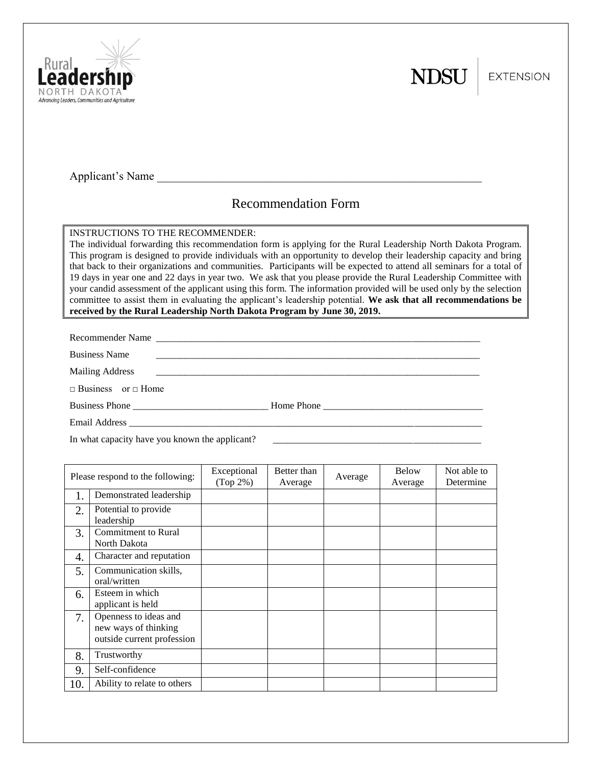Applicant's Name ___________________________________________________________

## Recommendation Form

INSTRUCTIONS TO THE RECOMMENDER:
The individual forwarding this recommendation form is applying for the Rural Leadership North Dakota Program. This program is designed to provide individuals with an opportunity to develop their leadership capacity and bring that back to their organizations and communities. Participants will be expected to attend all seminars for a total of 19 days in year one and 22 days in year two. We ask that you please provide the Rural Leadership Committee with your candid assessment of the applicant using this form. The information provided will be used only by the selection committee to assist them in evaluating the applicant's leadership potential. **We ask that all recommendations be received by the Rural Leadership North Dakota Program by June 30, 2019.**

Recommender Name ___________________________________________________________________

Business Name ___________________________________________________________________

Mailing Address ___________________________________________________________________

□ Business or □ Home

Business Phone ____________________________ Home Phone _________________________________

Email Address ___________________________________________________________________________

In what capacity have you known the applicant? ____________________________________________

| Please respond to the following: | | Exceptional (Top 2%) | Better than Average | Average | Below Average | Not able to Determine |
|---|---|---|---|---|---|---|
| 1. | Demonstrated leadership | | | | | |
| 2. | Potential to provide leadership | | | | | |
| 3. | Commitment to Rural North Dakota | | | | | |
| 4. | Character and reputation | | | | | |
| 5. | Communication skills, oral/written | | | | | |
| 6. | Esteem in which applicant is held | | | | | |
| 7. | Openness to ideas and new ways of thinking outside current profession | | | | | |
| 8. | Trustworthy | | | | | |
| 9. | Self-confidence | | | | | |
| 10. | Ability to relate to others | | | | | |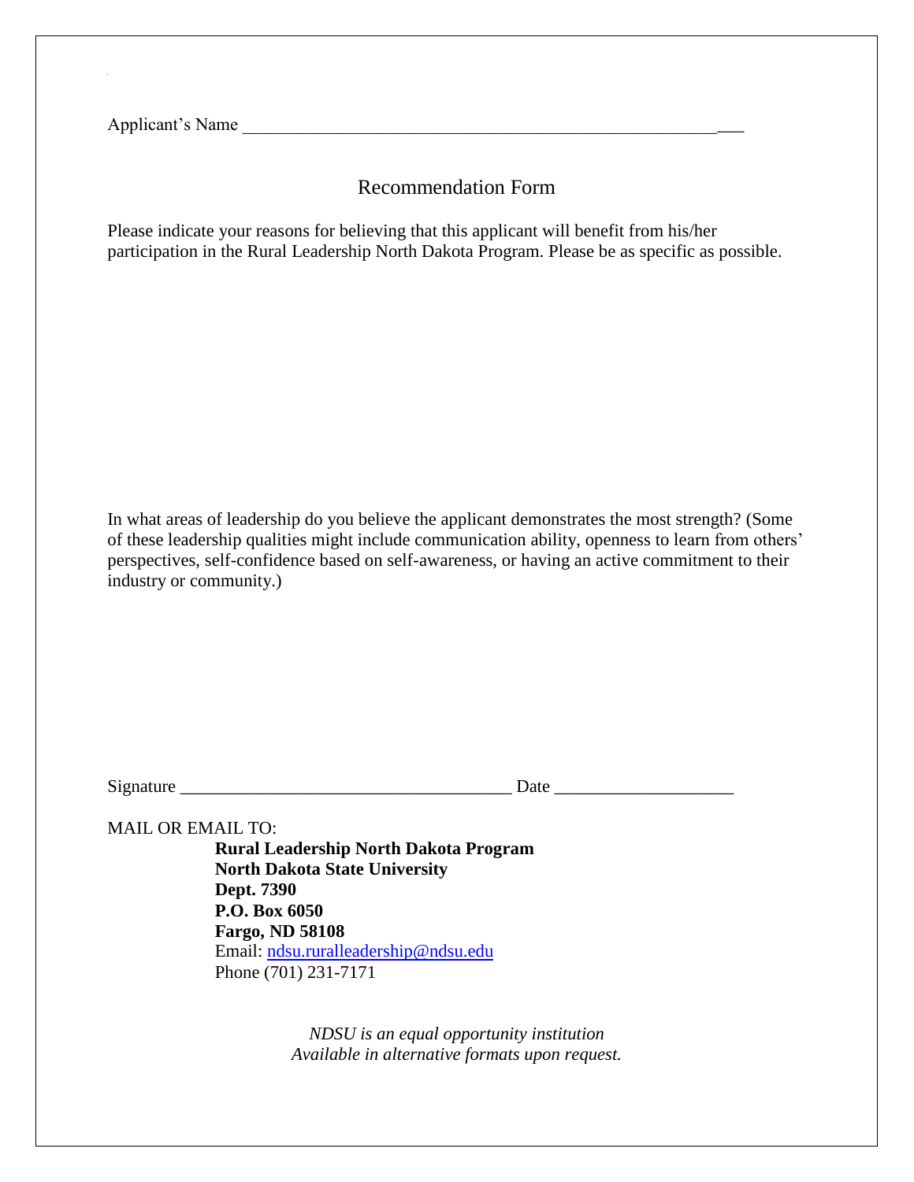Applicant's Name ___________________________________________________________

## Recommendation Form

Please indicate your reasons for believing that this applicant will benefit from his/her participation in the Rural Leadership North Dakota Program. Please be as specific as possible.

In what areas of leadership do you believe the applicant demonstrates the most strength? (Some of these leadership qualities might include communication ability, openness to learn from others' perspectives, self-confidence based on self-awareness, or having an active commitment to their industry or community.)

Signature ______________________________________ Date ____________________

MAIL OR EMAIL TO:

**Rural Leadership North Dakota Program**
**North Dakota State University**
**Dept. 7390**
**P.O. Box 6050**
**Fargo, ND 58108**
Email: ndsu.ruralleadership@ndsu.edu
Phone (701) 231-7171

*NDSU is an equal opportunity institution*
*Available in alternative formats upon request.*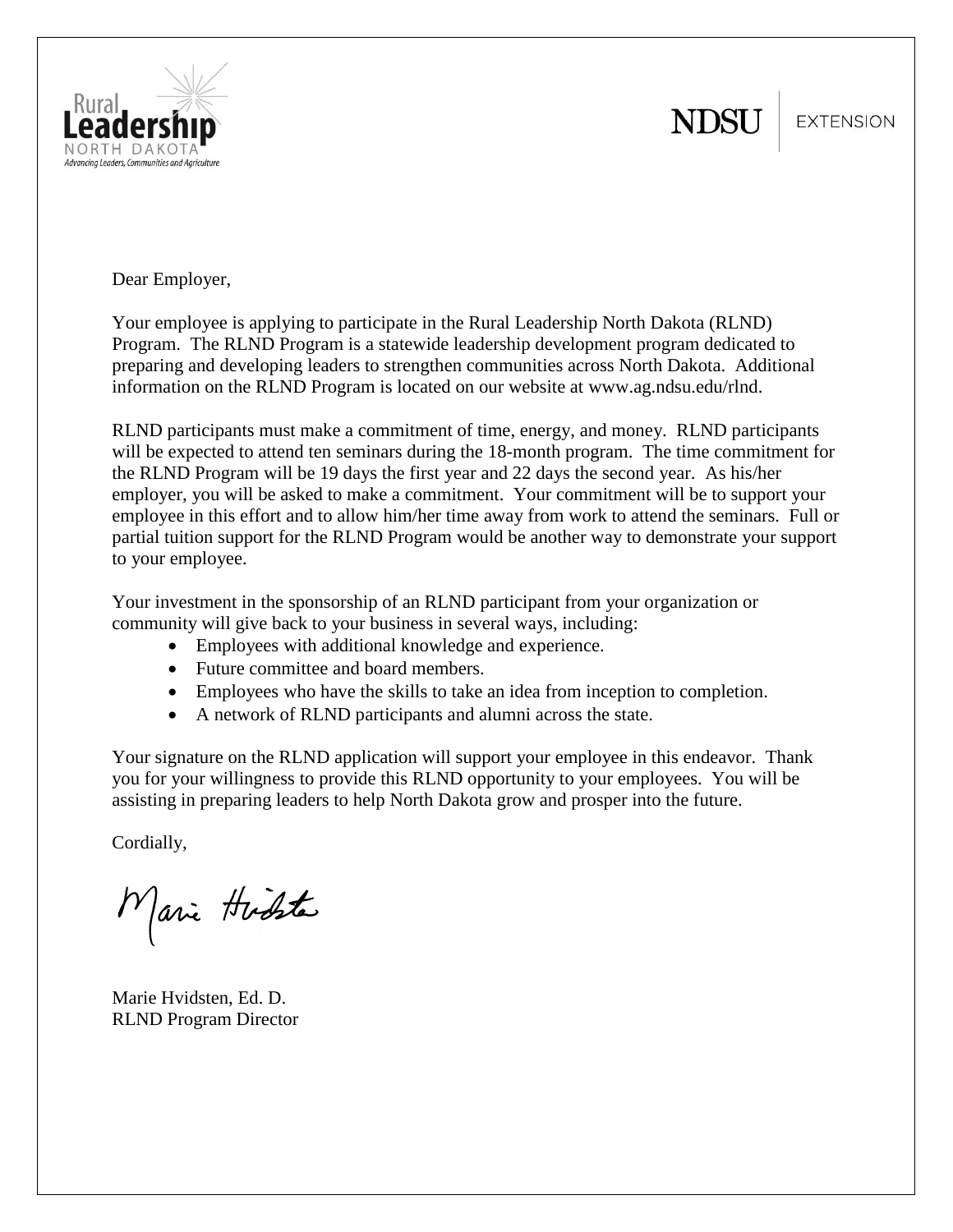Rural Leadership NORTH DAKOTA
*Advancing Leaders, Communities and Agriculture*

NDSU | EXTENSION

Dear Employer,

Your employee is applying to participate in the Rural Leadership North Dakota (RLND) Program. The RLND Program is a statewide leadership development program dedicated to preparing and developing leaders to strengthen communities across North Dakota. Additional information on the RLND Program is located on our website at www.ag.ndsu.edu/rlnd.

RLND participants must make a commitment of time, energy, and money. RLND participants will be expected to attend ten seminars during the 18-month program. The time commitment for the RLND Program will be 19 days the first year and 22 days the second year. As his/her employer, you will be asked to make a commitment. Your commitment will be to support your employee in this effort and to allow him/her time away from work to attend the seminars. Full or partial tuition support for the RLND Program would be another way to demonstrate your support to your employee.

Your investment in the sponsorship of an RLND participant from your organization or community will give back to your business in several ways, including:

- Employees with additional knowledge and experience.
- Future committee and board members.
- Employees who have the skills to take an idea from inception to completion.
- A network of RLND participants and alumni across the state.

Your signature on the RLND application will support your employee in this endeavor. Thank you for your willingness to provide this RLND opportunity to your employees. You will be assisting in preparing leaders to help North Dakota grow and prosper into the future.

Cordially,

Marie Hvidsten

Marie Hvidsten, Ed. D.
RLND Program Director